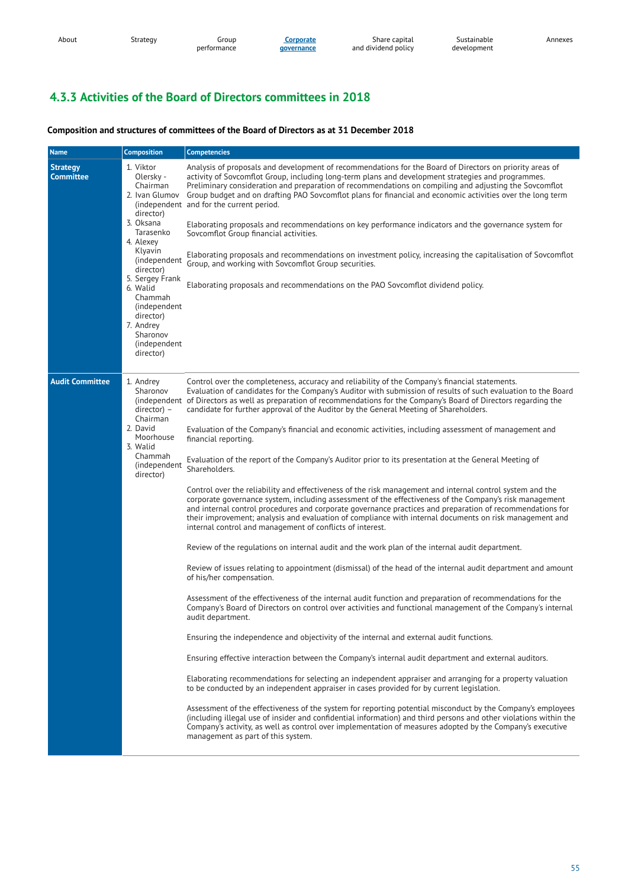## 4.3.3 Activities of the Board of Directors committees in 2018

**Composition and structures of committees of the Board of Directors as at 31 December 2018**

| Name | Composition | Competencies |
|---|---|---|
| **Strategy Committee** | 1. Viktor Olersky - Chairman<br>2. Ivan Glumov (independent director)<br>3. Oksana Tarasenko<br>4. Alexey Klyavin (independent director)<br>5. Sergey Frank<br>6. Walid Chammah (independent director)<br>7. Andrey Sharonov (independent director) | Analysis of proposals and development of recommendations for the Board of Directors on priority areas of activity of Sovcomflot Group, including long-term plans and development strategies and programmes. Preliminary consideration and preparation of recommendations on compiling and adjusting the Sovcomflot Group budget and on drafting PAO Sovcomflot plans for financial and economic activities over the long term and for the current period.<br><br>Elaborating proposals and recommendations on key performance indicators and the governance system for Sovcomflot Group financial activities.<br><br>Elaborating proposals and recommendations on investment policy, increasing the capitalisation of Sovcomflot Group, and working with Sovcomflot Group securities.<br><br>Elaborating proposals and recommendations on the PAO Sovcomflot dividend policy. |
| **Audit Committee** | 1. Andrey Sharonov (independent director) – Chairman<br>2. David Moorhouse<br>3. Walid Chammah (independent director) | Control over the completeness, accuracy and reliability of the Company's financial statements. Evaluation of candidates for the Company's Auditor with submission of results of such evaluation to the Board of Directors as well as preparation of recommendations for the Company's Board of Directors regarding the candidate for further approval of the Auditor by the General Meeting of Shareholders.<br><br>Evaluation of the Company's financial and economic activities, including assessment of management and financial reporting.<br><br>Evaluation of the report of the Company's Auditor prior to its presentation at the General Meeting of Shareholders.<br><br>Control over the reliability and effectiveness of the risk management and internal control system and the corporate governance system, including assessment of the effectiveness of the Company's risk management and internal control procedures and corporate governance practices and preparation of recommendations for their improvement; analysis and evaluation of compliance with internal documents on risk management and internal control and management of conflicts of interest.<br><br>Review of the regulations on internal audit and the work plan of the internal audit department.<br><br>Review of issues relating to appointment (dismissal) of the head of the internal audit department and amount of his/her compensation.<br><br>Assessment of the effectiveness of the internal audit function and preparation of recommendations for the Company's Board of Directors on control over activities and functional management of the Company's internal audit department.<br><br>Ensuring the independence and objectivity of the internal and external audit functions.<br><br>Ensuring effective interaction between the Company's internal audit department and external auditors.<br><br>Elaborating recommendations for selecting an independent appraiser and arranging for a property valuation to be conducted by an independent appraiser in cases provided for by current legislation.<br><br>Assessment of the effectiveness of the system for reporting potential misconduct by the Company's employees (including illegal use of insider and confidential information) and third persons and other violations within the Company's activity, as well as control over implementation of measures adopted by the Company's executive management as part of this system. |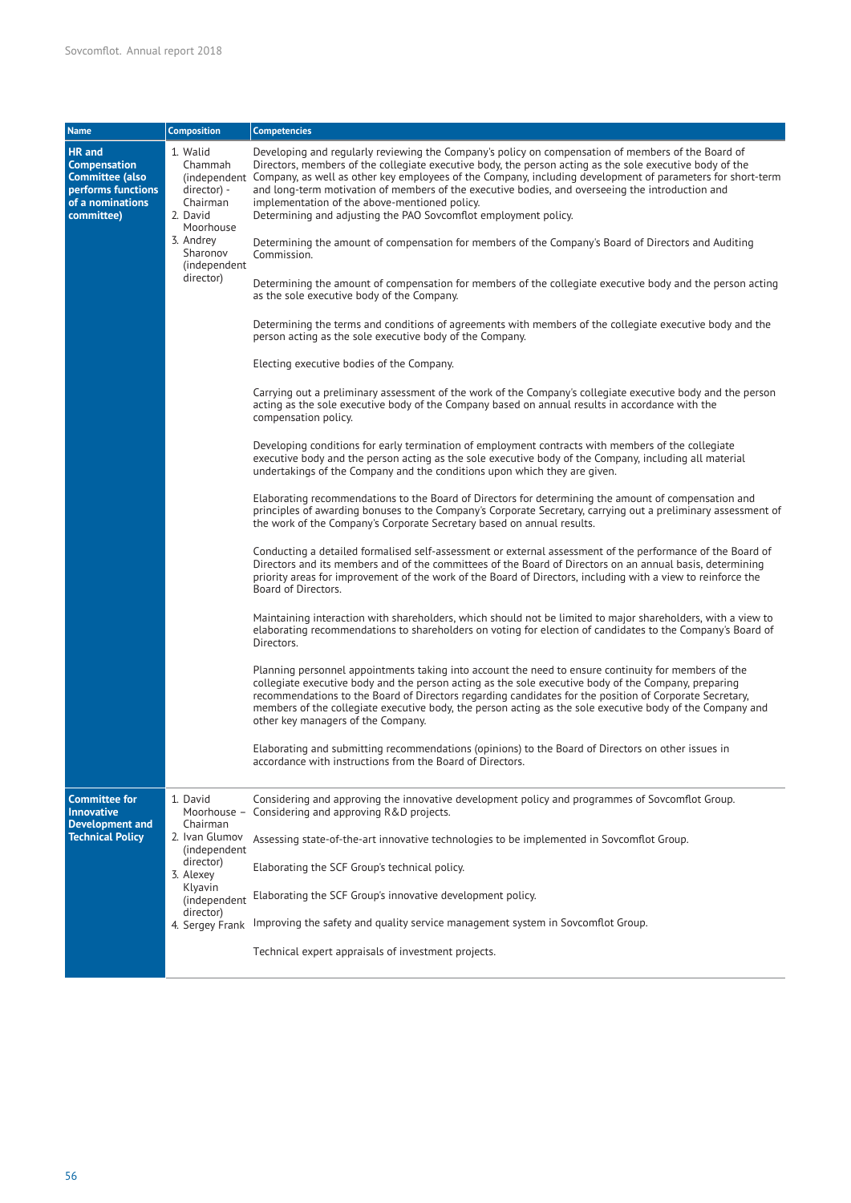| Name | Composition | Competencies |
|---|---|---|
| **HR and Compensation Committee (also performs functions of a nominations committee)** | 1. Walid Chammah (independent director) - Chairman<br>2. David Moorhouse<br>3. Andrey Sharonov (independent director) | Developing and regularly reviewing the Company's policy on compensation of members of the Board of Directors, members of the collegiate executive body, the person acting as the sole executive body of the Company, as well as other key employees of the Company, including development of parameters for short-term and long-term motivation of members of the executive bodies, and overseeing the introduction and implementation of the above-mentioned policy.<br>Determining and adjusting the PAO Sovcomflot employment policy.<br><br>Determining the amount of compensation for members of the Company's Board of Directors and Auditing Commission.<br><br>Determining the amount of compensation for members of the collegiate executive body and the person acting as the sole executive body of the Company.<br><br>Determining the terms and conditions of agreements with members of the collegiate executive body and the person acting as the sole executive body of the Company.<br><br>Electing executive bodies of the Company.<br><br>Carrying out a preliminary assessment of the work of the Company's collegiate executive body and the person acting as the sole executive body of the Company based on annual results in accordance with the compensation policy.<br><br>Developing conditions for early termination of employment contracts with members of the collegiate executive body and the person acting as the sole executive body of the Company, including all material undertakings of the Company and the conditions upon which they are given.<br><br>Elaborating recommendations to the Board of Directors for determining the amount of compensation and principles of awarding bonuses to the Company's Corporate Secretary, carrying out a preliminary assessment of the work of the Company's Corporate Secretary based on annual results.<br><br>Conducting a detailed formalised self-assessment or external assessment of the performance of the Board of Directors and its members and of the committees of the Board of Directors on an annual basis, determining priority areas for improvement of the work of the Board of Directors, including with a view to reinforce the Board of Directors.<br><br>Maintaining interaction with shareholders, which should not be limited to major shareholders, with a view to elaborating recommendations to shareholders on voting for election of candidates to the Company's Board of Directors.<br><br>Planning personnel appointments taking into account the need to ensure continuity for members of the collegiate executive body and the person acting as the sole executive body of the Company, preparing recommendations to the Board of Directors regarding candidates for the position of Corporate Secretary, members of the collegiate executive body, the person acting as the sole executive body of the Company and other key managers of the Company.<br><br>Elaborating and submitting recommendations (opinions) to the Board of Directors on other issues in accordance with instructions from the Board of Directors. |
| **Committee for Innovative Development and Technical Policy** | 1. David Moorhouse – Chairman<br>2. Ivan Glumov (independent director)<br>3. Alexey Klyavin (independent director)<br>4. Sergey Frank | Considering and approving the innovative development policy and programmes of Sovcomflot Group.<br>Considering and approving R&D projects.<br><br>Assessing state-of-the-art innovative technologies to be implemented in Sovcomflot Group.<br><br>Elaborating the SCF Group's technical policy.<br><br>Elaborating the SCF Group's innovative development policy.<br><br>Improving the safety and quality service management system in Sovcomflot Group.<br><br>Technical expert appraisals of investment projects. |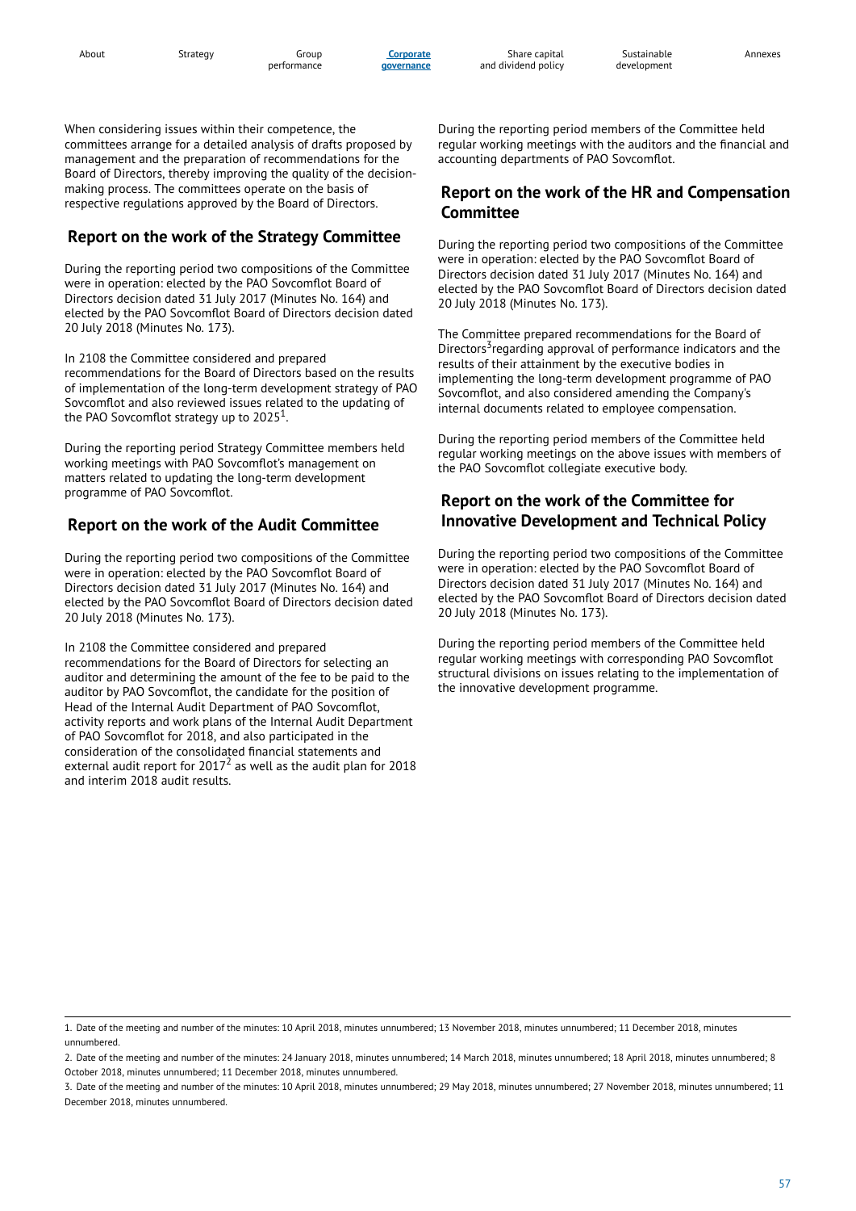When considering issues within their competence, the committees arrange for a detailed analysis of drafts proposed by management and the preparation of recommendations for the Board of Directors, thereby improving the quality of the decision-making process. The committees operate on the basis of respective regulations approved by the Board of Directors.

## Report on the work of the Strategy Committee

During the reporting period two compositions of the Committee were in operation: elected by the PAO Sovcomflot Board of Directors decision dated 31 July 2017 (Minutes No. 164) and elected by the PAO Sovcomflot Board of Directors decision dated 20 July 2018 (Minutes No. 173).

In 2108 the Committee considered and prepared recommendations for the Board of Directors based on the results of implementation of the long-term development strategy of PAO Sovcomflot and also reviewed issues related to the updating of the PAO Sovcomflot strategy up to 2025[1].

During the reporting period Strategy Committee members held working meetings with PAO Sovcomflot's management on matters related to updating the long-term development programme of PAO Sovcomflot.

## Report on the work of the Audit Committee

During the reporting period two compositions of the Committee were in operation: elected by the PAO Sovcomflot Board of Directors decision dated 31 July 2017 (Minutes No. 164) and elected by the PAO Sovcomflot Board of Directors decision dated 20 July 2018 (Minutes No. 173).

In 2108 the Committee considered and prepared recommendations for the Board of Directors for selecting an auditor and determining the amount of the fee to be paid to the auditor by PAO Sovcomflot, the candidate for the position of Head of the Internal Audit Department of PAO Sovcomflot, activity reports and work plans of the Internal Audit Department of PAO Sovcomflot for 2018, and also participated in the consideration of the consolidated financial statements and external audit report for 2017[2] as well as the audit plan for 2018 and interim 2018 audit results.

During the reporting period members of the Committee held regular working meetings with the auditors and the financial and accounting departments of PAO Sovcomflot.

## Report on the work of the HR and Compensation Committee

During the reporting period two compositions of the Committee were in operation: elected by the PAO Sovcomflot Board of Directors decision dated 31 July 2017 (Minutes No. 164) and elected by the PAO Sovcomflot Board of Directors decision dated 20 July 2018 (Minutes No. 173).

The Committee prepared recommendations for the Board of Directors[3] regarding approval of performance indicators and the results of their attainment by the executive bodies in implementing the long-term development programme of PAO Sovcomflot, and also considered amending the Company's internal documents related to employee compensation.

During the reporting period members of the Committee held regular working meetings on the above issues with members of the PAO Sovcomflot collegiate executive body.

## Report on the work of the Committee for Innovative Development and Technical Policy

During the reporting period two compositions of the Committee were in operation: elected by the PAO Sovcomflot Board of Directors decision dated 31 July 2017 (Minutes No. 164) and elected by the PAO Sovcomflot Board of Directors decision dated 20 July 2018 (Minutes No. 173).

During the reporting period members of the Committee held regular working meetings with corresponding PAO Sovcomflot structural divisions on issues relating to the implementation of the innovative development programme.

---

1. Date of the meeting and number of the minutes: 10 April 2018, minutes unnumbered; 13 November 2018, minutes unnumbered; 11 December 2018, minutes unnumbered.
2. Date of the meeting and number of the minutes: 24 January 2018, minutes unnumbered; 14 March 2018, minutes unnumbered; 18 April 2018, minutes unnumbered; 8 October 2018, minutes unnumbered; 11 December 2018, minutes unnumbered.
3. Date of the meeting and number of the minutes: 10 April 2018, minutes unnumbered; 29 May 2018, minutes unnumbered; 27 November 2018, minutes unnumbered; 11 December 2018, minutes unnumbered.